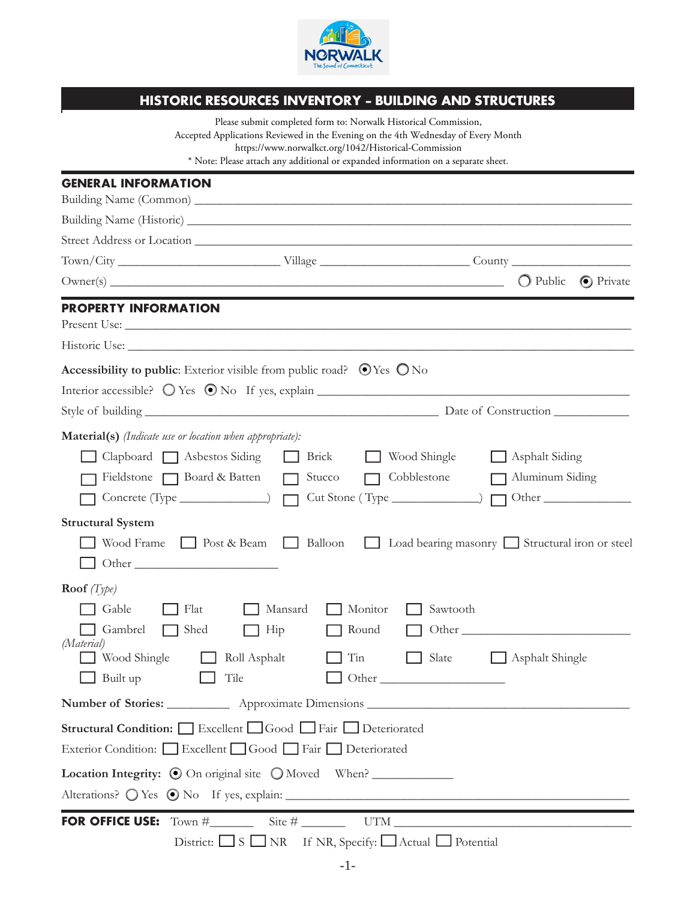NORWALK
The Sound of Connecticut

# HISTORIC RESOURCES INVENTORY – BUILDING AND STRUCTURES

Please submit completed form to: Norwalk Historical Commission,
Accepted Applications Reviewed in the Evening on the 4th Wednesday of Every Month
https://www.norwalkct.org/1042/Historical-Commission
* Note: Please attach any additional or expanded information on a separate sheet.

## GENERAL INFORMATION

Building Name (Common) ____________________

Building Name (Historic) ____________________

Street Address or Location ____________________

Town/City ____________________ Village ____________________ County ____________________

Owner(s) ____________________ ○ Public ◉ Private

## PROPERTY INFORMATION

Present Use: ____________________

Historic Use: ____________________

**Accessibility to public**: Exterior visible from public road? ◉ Yes ○ No

Interior accessible? ○ Yes ◉ No If yes, explain ____________________

Style of building ____________________ Date of Construction ____________

**Material(s)** *(Indicate use or location when appropriate):*

- ☐ Clapboard ☐ Asbestos Siding ☐ Brick ☐ Wood Shingle ☐ Asphalt Siding
- ☐ Fieldstone ☐ Board & Batten ☐ Stucco ☐ Cobblestone ☐ Aluminum Siding
- ☐ Concrete (Type ______________) ☐ Cut Stone ( Type ______________) ☐ Other ______________

**Structural System**

- ☐ Wood Frame ☐ Post & Beam ☐ Balloon ☐ Load bearing masonry ☐ Structural iron or steel
- ☐ Other ______________________

**Roof** *(Type)*

- ☐ Gable ☐ Flat ☐ Mansard ☐ Monitor ☐ Sawtooth
- ☐ Gambrel ☐ Shed ☐ Hip ☐ Round ☐ Other ______________________

*(Material)*

- ☐ Wood Shingle ☐ Roll Asphalt ☐ Tin ☐ Slate ☐ Asphalt Shingle
- ☐ Built up ☐ Tile ☐ Other ____________________

**Number of Stories:** __________ Approximate Dimensions ____________________

**Structural Condition:** ☐ Excellent ☐ Good ☐ Fair ☐ Deteriorated

Exterior Condition: ☐ Excellent ☐ Good ☐ Fair ☐ Deteriorated

**Location Integrity:** ◉ On original site ○ Moved When? ____________

Alterations? ○ Yes ◉ No If yes, explain: ____________________

**FOR OFFICE USE:** Town #_______ Site # _______ UTM ____________________

District: ☐ S ☐ NR If NR, Specify: ☐ Actual ☐ Potential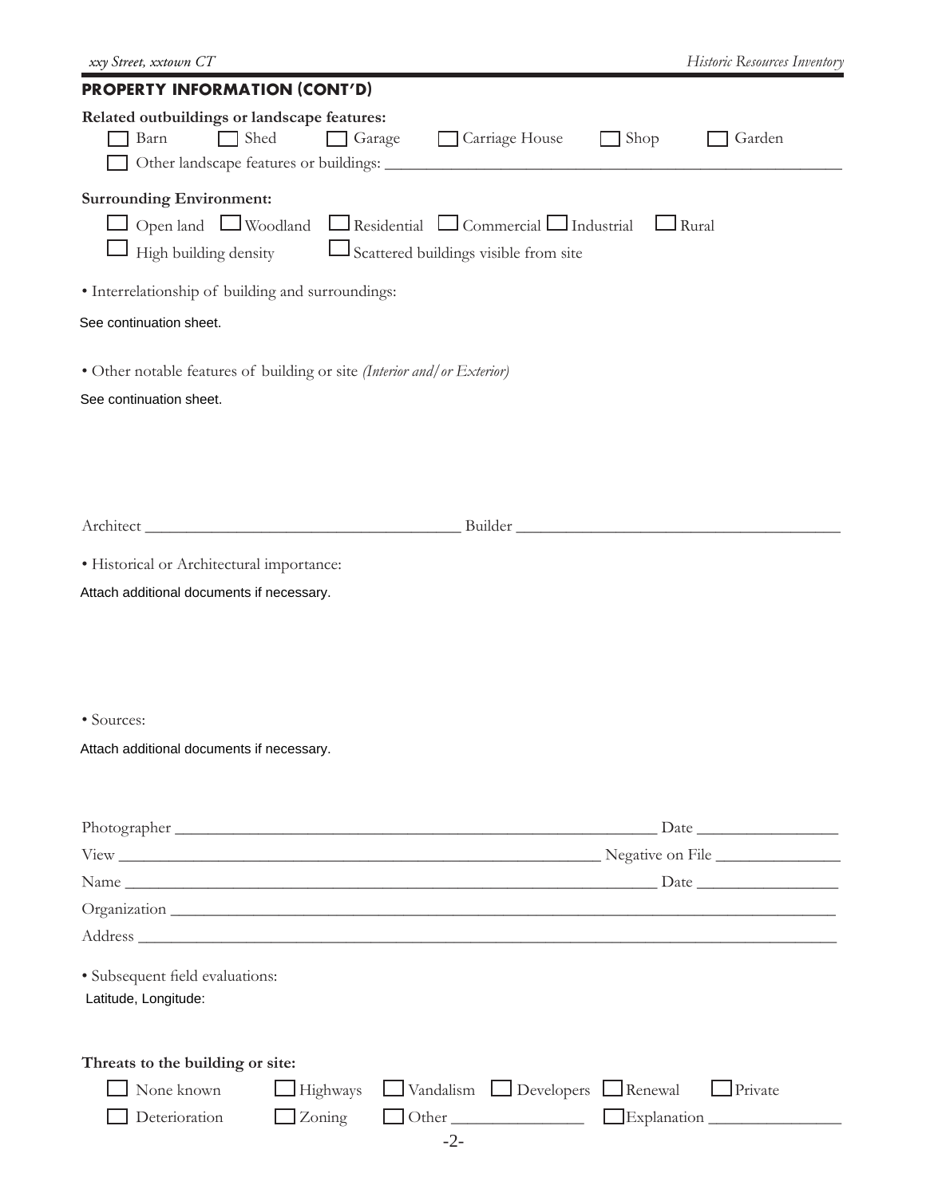## PROPERTY INFORMATION (CONT'D)

**Related outbuildings or landscape features:**

☐ Barn ☐ Shed ☐ Garage ☐ Carriage House ☐ Shop ☐ Garden

☐ Other landscape features or buildings: ____________________

**Surrounding Environment:**

☐ Open land ☐ Woodland ☐ Residential ☐ Commercial ☐ Industrial ☐ Rural

☐ High building density ☐ Scattered buildings visible from site

• Interrelationship of building and surroundings:

See continuation sheet.

• Other notable features of building or site *(Interior and/or Exterior)*

See continuation sheet.

Architect ____________________ Builder ____________________

• Historical or Architectural importance:

Attach additional documents if necessary.

• Sources:

Attach additional documents if necessary.

Photographer ____________________ Date ____________

View ____________________ Negative on File ____________

Name ____________________ Date ____________

Organization ____________________

Address ____________________

• Subsequent field evaluations:

Latitude, Longitude:

**Threats to the building or site:**

☐ None known ☐ Highways ☐ Vandalism ☐ Developers ☐ Renewal ☐ Private

☐ Deterioration ☐ Zoning ☐ Other ____________ ☐ Explanation ____________